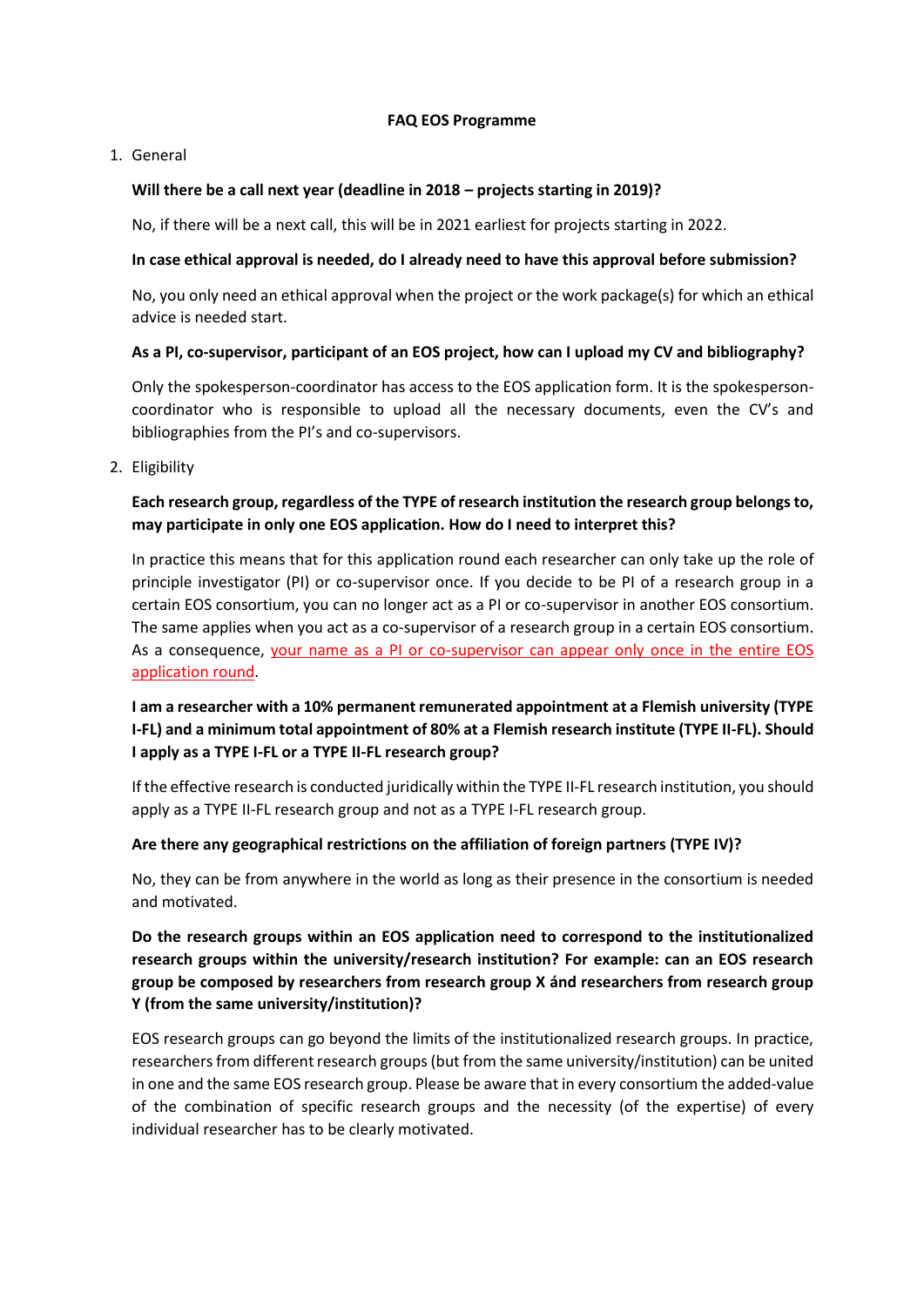# FAQ EOS Programme

1. General

**Will there be a call next year (deadline in 2018 – projects starting in 2019)?**

No, if there will be a next call, this will be in 2021 earliest for projects starting in 2022.

**In case ethical approval is needed, do I already need to have this approval before submission?**

No, you only need an ethical approval when the project or the work package(s) for which an ethical advice is needed start.

**As a PI, co-supervisor, participant of an EOS project, how can I upload my CV and bibliography?**

Only the spokesperson-coordinator has access to the EOS application form. It is the spokesperson-coordinator who is responsible to upload all the necessary documents, even the CV's and bibliographies from the PI's and co-supervisors.

2. Eligibility

**Each research group, regardless of the TYPE of research institution the research group belongs to, may participate in only one EOS application. How do I need to interpret this?**

In practice this means that for this application round each researcher can only take up the role of principle investigator (PI) or co-supervisor once. If you decide to be PI of a research group in a certain EOS consortium, you can no longer act as a PI or co-supervisor in another EOS consortium. The same applies when you act as a co-supervisor of a research group in a certain EOS consortium. As a consequence, your name as a PI or co-supervisor can appear only once in the entire EOS application round.

**I am a researcher with a 10% permanent remunerated appointment at a Flemish university (TYPE I-FL) and a minimum total appointment of 80% at a Flemish research institute (TYPE II-FL). Should I apply as a TYPE I-FL or a TYPE II-FL research group?**

If the effective research is conducted juridically within the TYPE II-FL research institution, you should apply as a TYPE II-FL research group and not as a TYPE I-FL research group.

**Are there any geographical restrictions on the affiliation of foreign partners (TYPE IV)?**

No, they can be from anywhere in the world as long as their presence in the consortium is needed and motivated.

**Do the research groups within an EOS application need to correspond to the institutionalized research groups within the university/research institution? For example: can an EOS research group be composed by researchers from research group X ánd researchers from research group Y (from the same university/institution)?**

EOS research groups can go beyond the limits of the institutionalized research groups. In practice, researchers from different research groups (but from the same university/institution) can be united in one and the same EOS research group. Please be aware that in every consortium the added-value of the combination of specific research groups and the necessity (of the expertise) of every individual researcher has to be clearly motivated.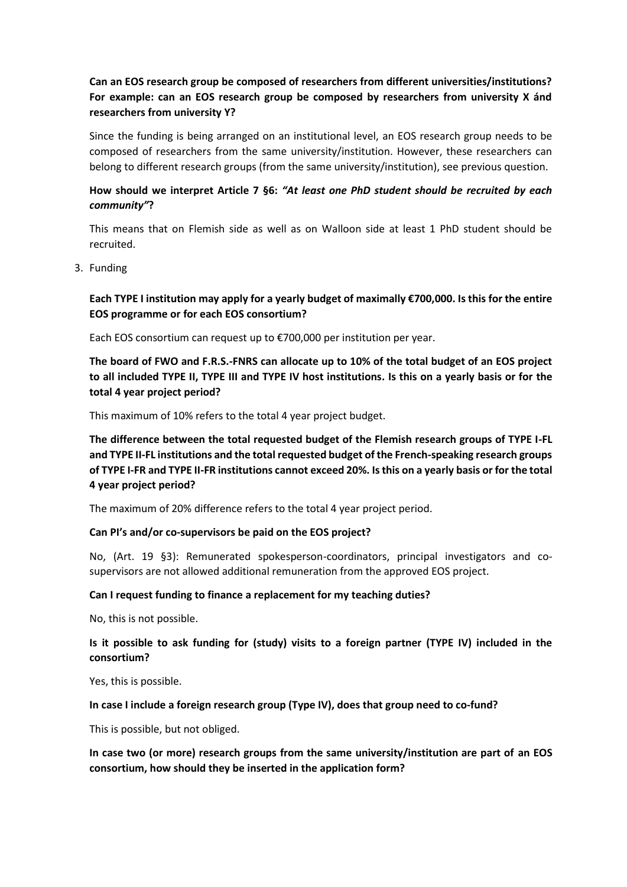**Can an EOS research group be composed of researchers from different universities/institutions? For example: can an EOS research group be composed by researchers from university X ánd researchers from university Y?**

Since the funding is being arranged on an institutional level, an EOS research group needs to be composed of researchers from the same university/institution. However, these researchers can belong to different research groups (from the same university/institution), see previous question.

**How should we interpret Article 7 §6: *"At least one PhD student should be recruited by each community"*?**

This means that on Flemish side as well as on Walloon side at least 1 PhD student should be recruited.

3. Funding

**Each TYPE I institution may apply for a yearly budget of maximally €700,000. Is this for the entire EOS programme or for each EOS consortium?**

Each EOS consortium can request up to €700,000 per institution per year.

**The board of FWO and F.R.S.-FNRS can allocate up to 10% of the total budget of an EOS project to all included TYPE II, TYPE III and TYPE IV host institutions. Is this on a yearly basis or for the total 4 year project period?**

This maximum of 10% refers to the total 4 year project budget.

**The difference between the total requested budget of the Flemish research groups of TYPE I-FL and TYPE II-FL institutions and the total requested budget of the French-speaking research groups of TYPE I-FR and TYPE II-FR institutions cannot exceed 20%. Is this on a yearly basis or for the total 4 year project period?**

The maximum of 20% difference refers to the total 4 year project period.

**Can PI's and/or co-supervisors be paid on the EOS project?**

No, (Art. 19 §3): Remunerated spokesperson-coordinators, principal investigators and co-supervisors are not allowed additional remuneration from the approved EOS project.

**Can I request funding to finance a replacement for my teaching duties?**

No, this is not possible.

**Is it possible to ask funding for (study) visits to a foreign partner (TYPE IV) included in the consortium?**

Yes, this is possible.

**In case I include a foreign research group (Type IV), does that group need to co-fund?**

This is possible, but not obliged.

**In case two (or more) research groups from the same university/institution are part of an EOS consortium, how should they be inserted in the application form?**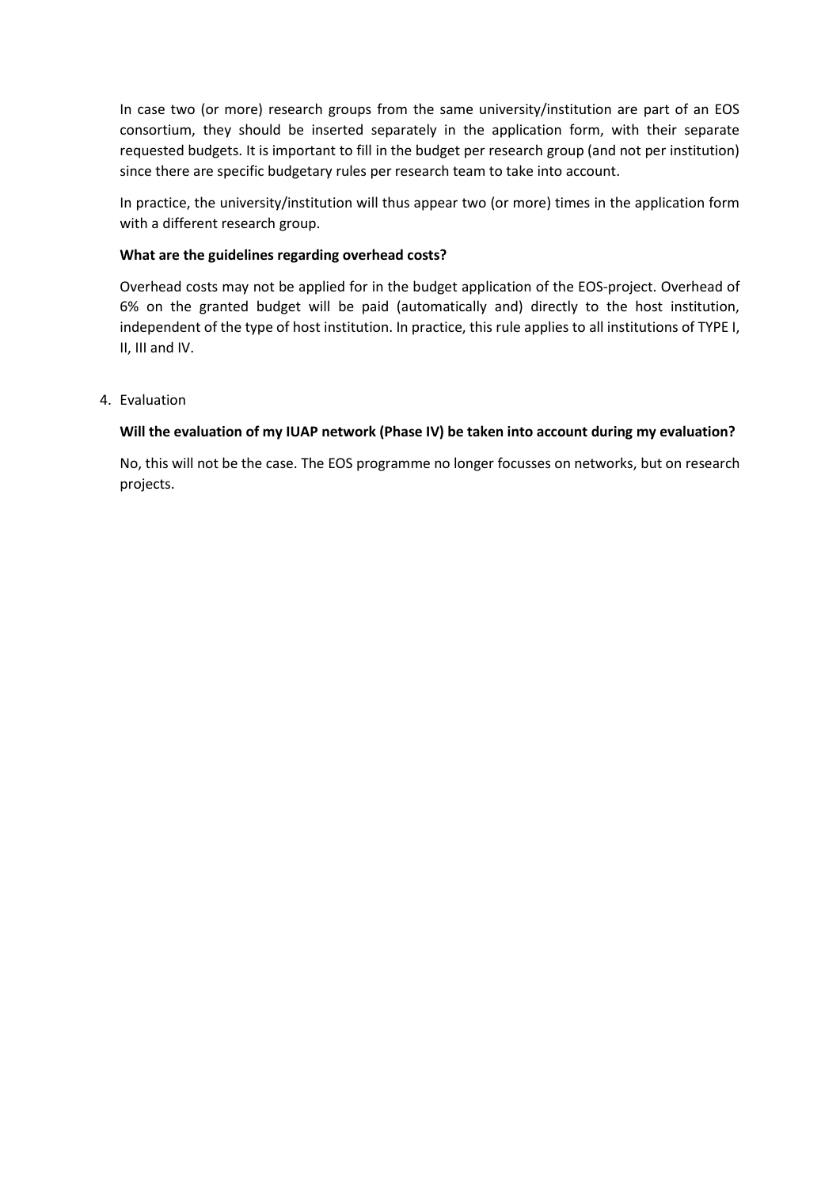In case two (or more) research groups from the same university/institution are part of an EOS consortium, they should be inserted separately in the application form, with their separate requested budgets. It is important to fill in the budget per research group (and not per institution) since there are specific budgetary rules per research team to take into account.

In practice, the university/institution will thus appear two (or more) times in the application form with a different research group.

**What are the guidelines regarding overhead costs?**

Overhead costs may not be applied for in the budget application of the EOS-project. Overhead of 6% on the granted budget will be paid (automatically and) directly to the host institution, independent of the type of host institution. In practice, this rule applies to all institutions of TYPE I, II, III and IV.

4. Evaluation

**Will the evaluation of my IUAP network (Phase IV) be taken into account during my evaluation?**

No, this will not be the case. The EOS programme no longer focusses on networks, but on research projects.